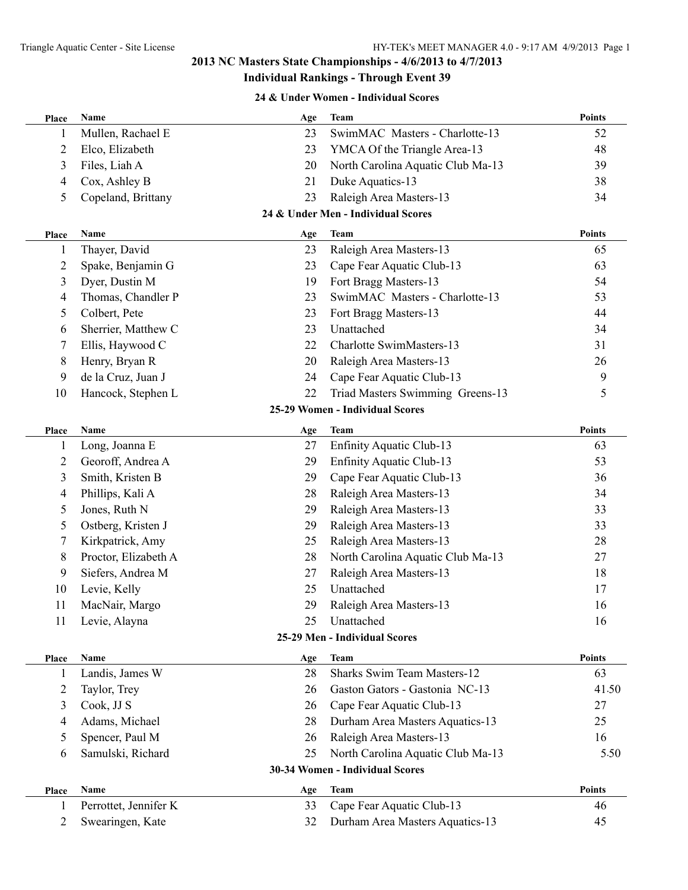# 2013 NC Masters State Championships - 4/6/2013 to 4/7/2013

## Individual Rankings - Through Event 39

### 24 & Under Women - Individual Scores

| Place | Name | Age | Team | Points |
|---|---|---|---|---|
| 1 | Mullen, Rachael E | 23 | SwimMAC Masters - Charlotte-13 | 52 |
| 2 | Elco, Elizabeth | 23 | YMCA Of the Triangle Area-13 | 48 |
| 3 | Files, Liah A | 20 | North Carolina Aquatic Club Ma-13 | 39 |
| 4 | Cox, Ashley B | 21 | Duke Aquatics-13 | 38 |
| 5 | Copeland, Brittany | 23 | Raleigh Area Masters-13 | 34 |

### 24 & Under Men - Individual Scores

| Place | Name | Age | Team | Points |
|---|---|---|---|---|
| 1 | Thayer, David | 23 | Raleigh Area Masters-13 | 65 |
| 2 | Spake, Benjamin G | 23 | Cape Fear Aquatic Club-13 | 63 |
| 3 | Dyer, Dustin M | 19 | Fort Bragg Masters-13 | 54 |
| 4 | Thomas, Chandler P | 23 | SwimMAC Masters - Charlotte-13 | 53 |
| 5 | Colbert, Pete | 23 | Fort Bragg Masters-13 | 44 |
| 6 | Sherrier, Matthew C | 23 | Unattached | 34 |
| 7 | Ellis, Haywood C | 22 | Charlotte SwimMasters-13 | 31 |
| 8 | Henry, Bryan R | 20 | Raleigh Area Masters-13 | 26 |
| 9 | de la Cruz, Juan J | 24 | Cape Fear Aquatic Club-13 | 9 |
| 10 | Hancock, Stephen L | 22 | Triad Masters Swimming Greens-13 | 5 |

### 25-29 Women - Individual Scores

| Place | Name | Age | Team | Points |
|---|---|---|---|---|
| 1 | Long, Joanna E | 27 | Enfinity Aquatic Club-13 | 63 |
| 2 | Georoff, Andrea A | 29 | Enfinity Aquatic Club-13 | 53 |
| 3 | Smith, Kristen B | 29 | Cape Fear Aquatic Club-13 | 36 |
| 4 | Phillips, Kali A | 28 | Raleigh Area Masters-13 | 34 |
| 5 | Jones, Ruth N | 29 | Raleigh Area Masters-13 | 33 |
| 5 | Ostberg, Kristen J | 29 | Raleigh Area Masters-13 | 33 |
| 7 | Kirkpatrick, Amy | 25 | Raleigh Area Masters-13 | 28 |
| 8 | Proctor, Elizabeth A | 28 | North Carolina Aquatic Club Ma-13 | 27 |
| 9 | Siefers, Andrea M | 27 | Raleigh Area Masters-13 | 18 |
| 10 | Levie, Kelly | 25 | Unattached | 17 |
| 11 | MacNair, Margo | 29 | Raleigh Area Masters-13 | 16 |
| 11 | Levie, Alayna | 25 | Unattached | 16 |

### 25-29 Men - Individual Scores

| Place | Name | Age | Team | Points |
|---|---|---|---|---|
| 1 | Landis, James W | 28 | Sharks Swim Team Masters-12 | 63 |
| 2 | Taylor, Trey | 26 | Gaston Gators - Gastonia NC-13 | 41.50 |
| 3 | Cook, JJ S | 26 | Cape Fear Aquatic Club-13 | 27 |
| 4 | Adams, Michael | 28 | Durham Area Masters Aquatics-13 | 25 |
| 5 | Spencer, Paul M | 26 | Raleigh Area Masters-13 | 16 |
| 6 | Samulski, Richard | 25 | North Carolina Aquatic Club Ma-13 | 5.50 |

### 30-34 Women - Individual Scores

| Place | Name | Age | Team | Points |
|---|---|---|---|---|
| 1 | Perrottet, Jennifer K | 33 | Cape Fear Aquatic Club-13 | 46 |
| 2 | Swearingen, Kate | 32 | Durham Area Masters Aquatics-13 | 45 |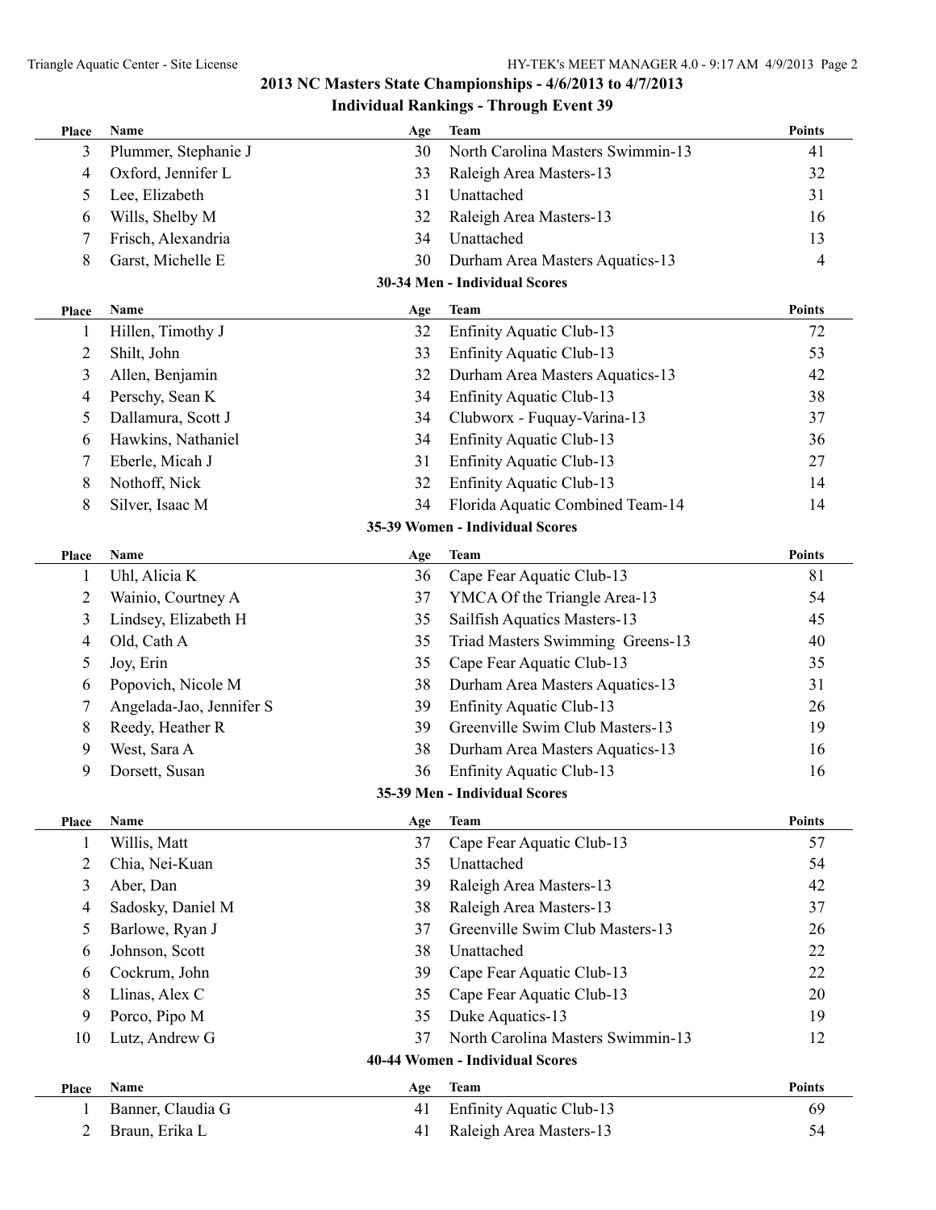## 2013 NC Masters State Championships - 4/6/2013 to 4/7/2013

### Individual Rankings - Through Event 39

| Place | Name | Age | Team | Points |
|---|---|---|---|---|
| 3 | Plummer, Stephanie J | 30 | North Carolina Masters Swimmin-13 | 41 |
| 4 | Oxford, Jennifer L | 33 | Raleigh Area Masters-13 | 32 |
| 5 | Lee, Elizabeth | 31 | Unattached | 31 |
| 6 | Wills, Shelby M | 32 | Raleigh Area Masters-13 | 16 |
| 7 | Frisch, Alexandria | 34 | Unattached | 13 |
| 8 | Garst, Michelle E | 30 | Durham Area Masters Aquatics-13 | 4 |

### 30-34 Men - Individual Scores

| Place | Name | Age | Team | Points |
|---|---|---|---|---|
| 1 | Hillen, Timothy J | 32 | Enfinity Aquatic Club-13 | 72 |
| 2 | Shilt, John | 33 | Enfinity Aquatic Club-13 | 53 |
| 3 | Allen, Benjamin | 32 | Durham Area Masters Aquatics-13 | 42 |
| 4 | Perschy, Sean K | 34 | Enfinity Aquatic Club-13 | 38 |
| 5 | Dallamura, Scott J | 34 | Clubworx - Fuquay-Varina-13 | 37 |
| 6 | Hawkins, Nathaniel | 34 | Enfinity Aquatic Club-13 | 36 |
| 7 | Eberle, Micah J | 31 | Enfinity Aquatic Club-13 | 27 |
| 8 | Nothoff, Nick | 32 | Enfinity Aquatic Club-13 | 14 |
| 8 | Silver, Isaac M | 34 | Florida Aquatic Combined Team-14 | 14 |

### 35-39 Women - Individual Scores

| Place | Name | Age | Team | Points |
|---|---|---|---|---|
| 1 | Uhl, Alicia K | 36 | Cape Fear Aquatic Club-13 | 81 |
| 2 | Wainio, Courtney A | 37 | YMCA Of the Triangle Area-13 | 54 |
| 3 | Lindsey, Elizabeth H | 35 | Sailfish Aquatics Masters-13 | 45 |
| 4 | Old, Cath A | 35 | Triad Masters Swimming Greens-13 | 40 |
| 5 | Joy, Erin | 35 | Cape Fear Aquatic Club-13 | 35 |
| 6 | Popovich, Nicole M | 38 | Durham Area Masters Aquatics-13 | 31 |
| 7 | Angelada-Jao, Jennifer S | 39 | Enfinity Aquatic Club-13 | 26 |
| 8 | Reedy, Heather R | 39 | Greenville Swim Club Masters-13 | 19 |
| 9 | West, Sara A | 38 | Durham Area Masters Aquatics-13 | 16 |
| 9 | Dorsett, Susan | 36 | Enfinity Aquatic Club-13 | 16 |

### 35-39 Men - Individual Scores

| Place | Name | Age | Team | Points |
|---|---|---|---|---|
| 1 | Willis, Matt | 37 | Cape Fear Aquatic Club-13 | 57 |
| 2 | Chia, Nei-Kuan | 35 | Unattached | 54 |
| 3 | Aber, Dan | 39 | Raleigh Area Masters-13 | 42 |
| 4 | Sadosky, Daniel M | 38 | Raleigh Area Masters-13 | 37 |
| 5 | Barlowe, Ryan J | 37 | Greenville Swim Club Masters-13 | 26 |
| 6 | Johnson, Scott | 38 | Unattached | 22 |
| 6 | Cockrum, John | 39 | Cape Fear Aquatic Club-13 | 22 |
| 8 | Llinas, Alex C | 35 | Cape Fear Aquatic Club-13 | 20 |
| 9 | Porco, Pipo M | 35 | Duke Aquatics-13 | 19 |
| 10 | Lutz, Andrew G | 37 | North Carolina Masters Swimmin-13 | 12 |

### 40-44 Women - Individual Scores

| Place | Name | Age | Team | Points |
|---|---|---|---|---|
| 1 | Banner, Claudia G | 41 | Enfinity Aquatic Club-13 | 69 |
| 2 | Braun, Erika L | 41 | Raleigh Area Masters-13 | 54 |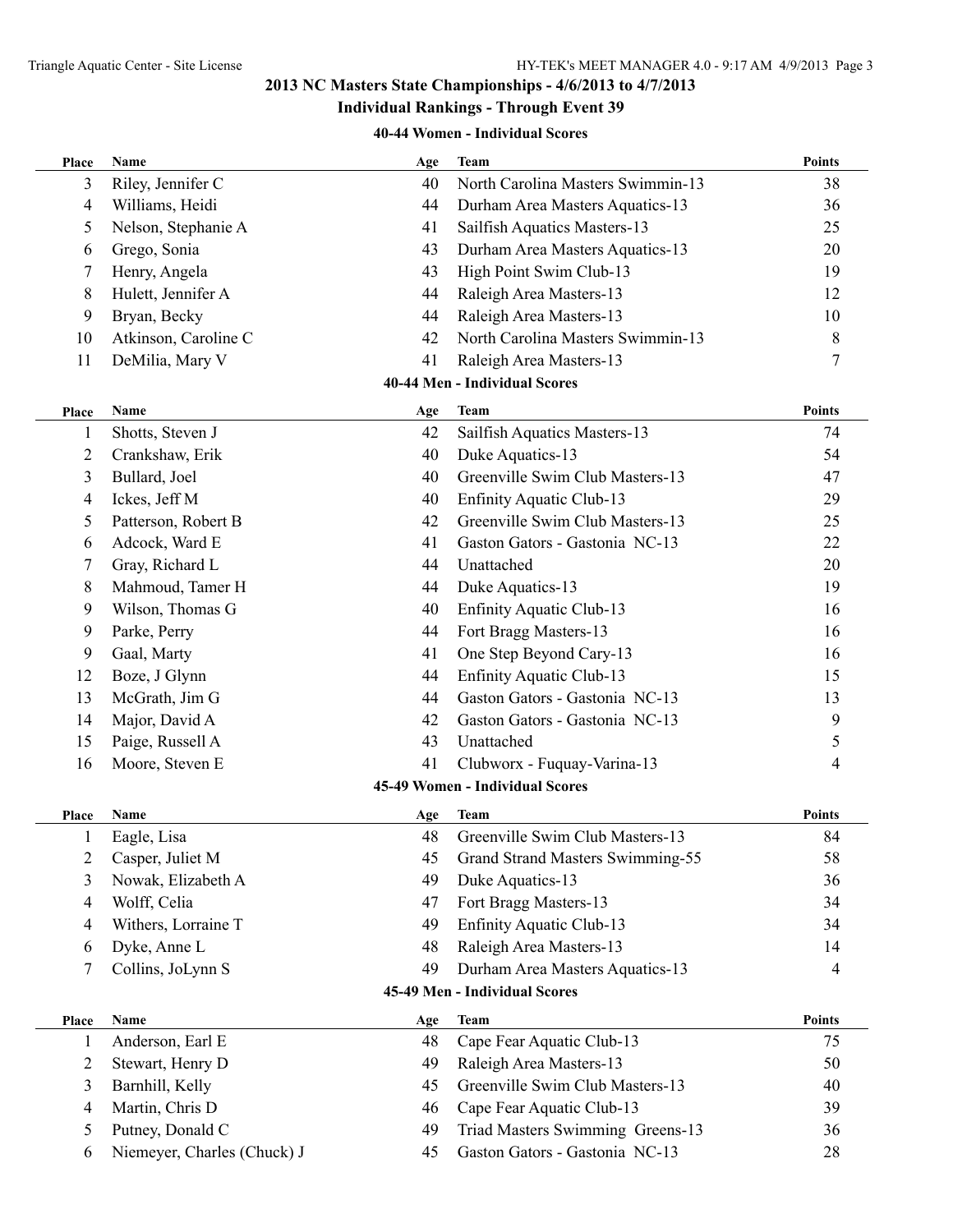## 2013 NC Masters State Championships - 4/6/2013 to 4/7/2013

### Individual Rankings - Through Event 39

#### 40-44 Women - Individual Scores

| Place | Name | Age | Team | Points |
|---|---|---|---|---|
| 3 | Riley, Jennifer C | 40 | North Carolina Masters Swimmin-13 | 38 |
| 4 | Williams, Heidi | 44 | Durham Area Masters Aquatics-13 | 36 |
| 5 | Nelson, Stephanie A | 41 | Sailfish Aquatics Masters-13 | 25 |
| 6 | Grego, Sonia | 43 | Durham Area Masters Aquatics-13 | 20 |
| 7 | Henry, Angela | 43 | High Point Swim Club-13 | 19 |
| 8 | Hulett, Jennifer A | 44 | Raleigh Area Masters-13 | 12 |
| 9 | Bryan, Becky | 44 | Raleigh Area Masters-13 | 10 |
| 10 | Atkinson, Caroline C | 42 | North Carolina Masters Swimmin-13 | 8 |
| 11 | DeMilia, Mary V | 41 | Raleigh Area Masters-13 | 7 |

#### 40-44 Men - Individual Scores

| Place | Name | Age | Team | Points |
|---|---|---|---|---|
| 1 | Shotts, Steven J | 42 | Sailfish Aquatics Masters-13 | 74 |
| 2 | Crankshaw, Erik | 40 | Duke Aquatics-13 | 54 |
| 3 | Bullard, Joel | 40 | Greenville Swim Club Masters-13 | 47 |
| 4 | Ickes, Jeff M | 40 | Enfinity Aquatic Club-13 | 29 |
| 5 | Patterson, Robert B | 42 | Greenville Swim Club Masters-13 | 25 |
| 6 | Adcock, Ward E | 41 | Gaston Gators - Gastonia NC-13 | 22 |
| 7 | Gray, Richard L | 44 | Unattached | 20 |
| 8 | Mahmoud, Tamer H | 44 | Duke Aquatics-13 | 19 |
| 9 | Wilson, Thomas G | 40 | Enfinity Aquatic Club-13 | 16 |
| 9 | Parke, Perry | 44 | Fort Bragg Masters-13 | 16 |
| 9 | Gaal, Marty | 41 | One Step Beyond Cary-13 | 16 |
| 12 | Boze, J Glynn | 44 | Enfinity Aquatic Club-13 | 15 |
| 13 | McGrath, Jim G | 44 | Gaston Gators - Gastonia NC-13 | 13 |
| 14 | Major, David A | 42 | Gaston Gators - Gastonia NC-13 | 9 |
| 15 | Paige, Russell A | 43 | Unattached | 5 |
| 16 | Moore, Steven E | 41 | Clubworx - Fuquay-Varina-13 | 4 |

#### 45-49 Women - Individual Scores

| Place | Name | Age | Team | Points |
|---|---|---|---|---|
| 1 | Eagle, Lisa | 48 | Greenville Swim Club Masters-13 | 84 |
| 2 | Casper, Juliet M | 45 | Grand Strand Masters Swimming-55 | 58 |
| 3 | Nowak, Elizabeth A | 49 | Duke Aquatics-13 | 36 |
| 4 | Wolff, Celia | 47 | Fort Bragg Masters-13 | 34 |
| 4 | Withers, Lorraine T | 49 | Enfinity Aquatic Club-13 | 34 |
| 6 | Dyke, Anne L | 48 | Raleigh Area Masters-13 | 14 |
| 7 | Collins, JoLynn S | 49 | Durham Area Masters Aquatics-13 | 4 |

#### 45-49 Men - Individual Scores

| Place | Name | Age | Team | Points |
|---|---|---|---|---|
| 1 | Anderson, Earl E | 48 | Cape Fear Aquatic Club-13 | 75 |
| 2 | Stewart, Henry D | 49 | Raleigh Area Masters-13 | 50 |
| 3 | Barnhill, Kelly | 45 | Greenville Swim Club Masters-13 | 40 |
| 4 | Martin, Chris D | 46 | Cape Fear Aquatic Club-13 | 39 |
| 5 | Putney, Donald C | 49 | Triad Masters Swimming Greens-13 | 36 |
| 6 | Niemeyer, Charles (Chuck) J | 45 | Gaston Gators - Gastonia NC-13 | 28 |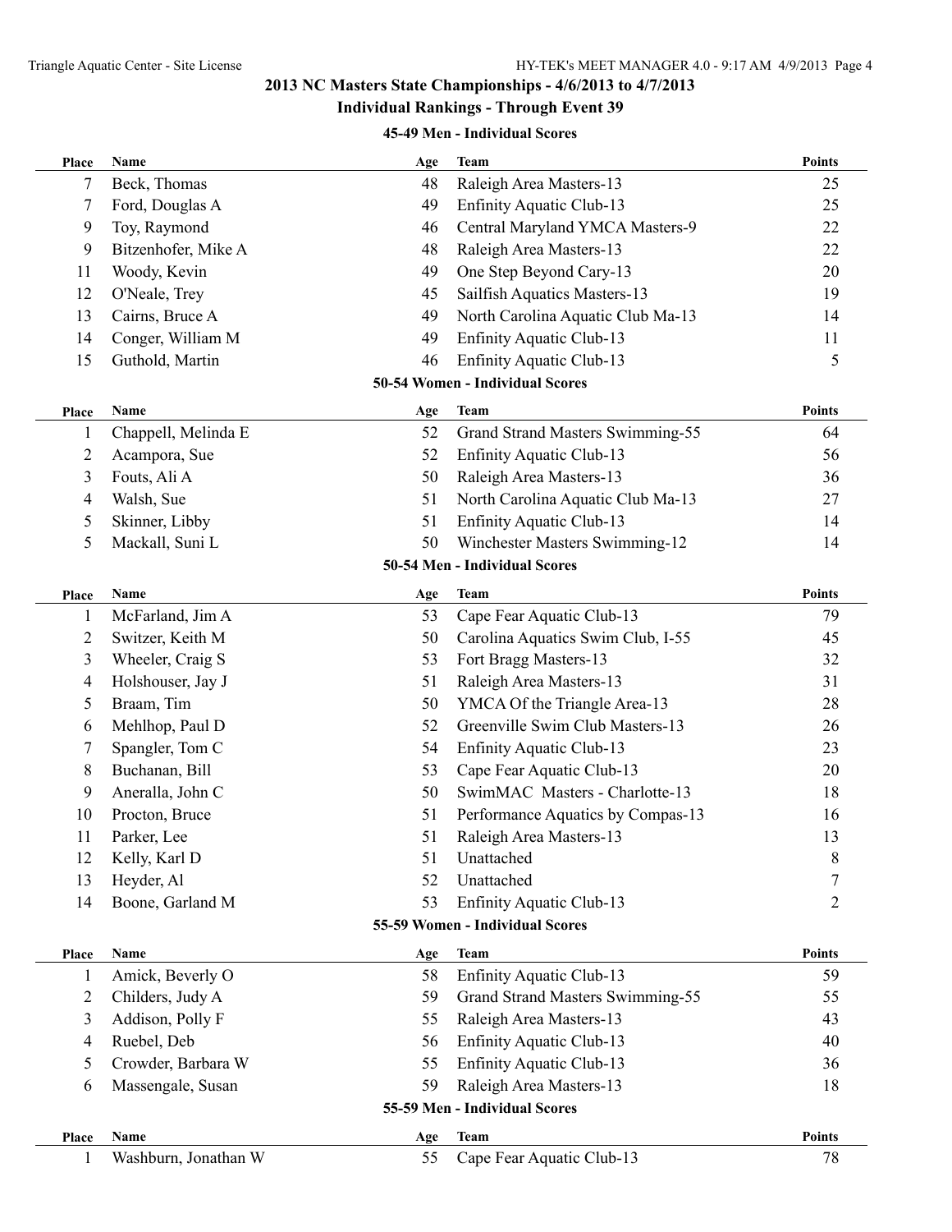## 2013 NC Masters State Championships - 4/6/2013 to 4/7/2013

### Individual Rankings - Through Event 39

#### 45-49 Men - Individual Scores

| Place | Name | Age | Team | Points |
|---|---|---|---|---|
| 7 | Beck, Thomas | 48 | Raleigh Area Masters-13 | 25 |
| 7 | Ford, Douglas A | 49 | Enfinity Aquatic Club-13 | 25 |
| 9 | Toy, Raymond | 46 | Central Maryland YMCA Masters-9 | 22 |
| 9 | Bitzenhofer, Mike A | 48 | Raleigh Area Masters-13 | 22 |
| 11 | Woody, Kevin | 49 | One Step Beyond Cary-13 | 20 |
| 12 | O'Neale, Trey | 45 | Sailfish Aquatics Masters-13 | 19 |
| 13 | Cairns, Bruce A | 49 | North Carolina Aquatic Club Ma-13 | 14 |
| 14 | Conger, William M | 49 | Enfinity Aquatic Club-13 | 11 |
| 15 | Guthold, Martin | 46 | Enfinity Aquatic Club-13 | 5 |

#### 50-54 Women - Individual Scores

| Place | Name | Age | Team | Points |
|---|---|---|---|---|
| 1 | Chappell, Melinda E | 52 | Grand Strand Masters Swimming-55 | 64 |
| 2 | Acampora, Sue | 52 | Enfinity Aquatic Club-13 | 56 |
| 3 | Fouts, Ali A | 50 | Raleigh Area Masters-13 | 36 |
| 4 | Walsh, Sue | 51 | North Carolina Aquatic Club Ma-13 | 27 |
| 5 | Skinner, Libby | 51 | Enfinity Aquatic Club-13 | 14 |
| 5 | Mackall, Suni L | 50 | Winchester Masters Swimming-12 | 14 |

#### 50-54 Men - Individual Scores

| Place | Name | Age | Team | Points |
|---|---|---|---|---|
| 1 | McFarland, Jim A | 53 | Cape Fear Aquatic Club-13 | 79 |
| 2 | Switzer, Keith M | 50 | Carolina Aquatics Swim Club, I-55 | 45 |
| 3 | Wheeler, Craig S | 53 | Fort Bragg Masters-13 | 32 |
| 4 | Holshouser, Jay J | 51 | Raleigh Area Masters-13 | 31 |
| 5 | Braam, Tim | 50 | YMCA Of the Triangle Area-13 | 28 |
| 6 | Mehlhop, Paul D | 52 | Greenville Swim Club Masters-13 | 26 |
| 7 | Spangler, Tom C | 54 | Enfinity Aquatic Club-13 | 23 |
| 8 | Buchanan, Bill | 53 | Cape Fear Aquatic Club-13 | 20 |
| 9 | Aneralla, John C | 50 | SwimMAC Masters - Charlotte-13 | 18 |
| 10 | Procton, Bruce | 51 | Performance Aquatics by Compas-13 | 16 |
| 11 | Parker, Lee | 51 | Raleigh Area Masters-13 | 13 |
| 12 | Kelly, Karl D | 51 | Unattached | 8 |
| 13 | Heyder, Al | 52 | Unattached | 7 |
| 14 | Boone, Garland M | 53 | Enfinity Aquatic Club-13 | 2 |

#### 55-59 Women - Individual Scores

| Place | Name | Age | Team | Points |
|---|---|---|---|---|
| 1 | Amick, Beverly O | 58 | Enfinity Aquatic Club-13 | 59 |
| 2 | Childers, Judy A | 59 | Grand Strand Masters Swimming-55 | 55 |
| 3 | Addison, Polly F | 55 | Raleigh Area Masters-13 | 43 |
| 4 | Ruebel, Deb | 56 | Enfinity Aquatic Club-13 | 40 |
| 5 | Crowder, Barbara W | 55 | Enfinity Aquatic Club-13 | 36 |
| 6 | Massengale, Susan | 59 | Raleigh Area Masters-13 | 18 |

#### 55-59 Men - Individual Scores

| Place | Name | Age | Team | Points |
|---|---|---|---|---|
| 1 | Washburn, Jonathan W | 55 | Cape Fear Aquatic Club-13 | 78 |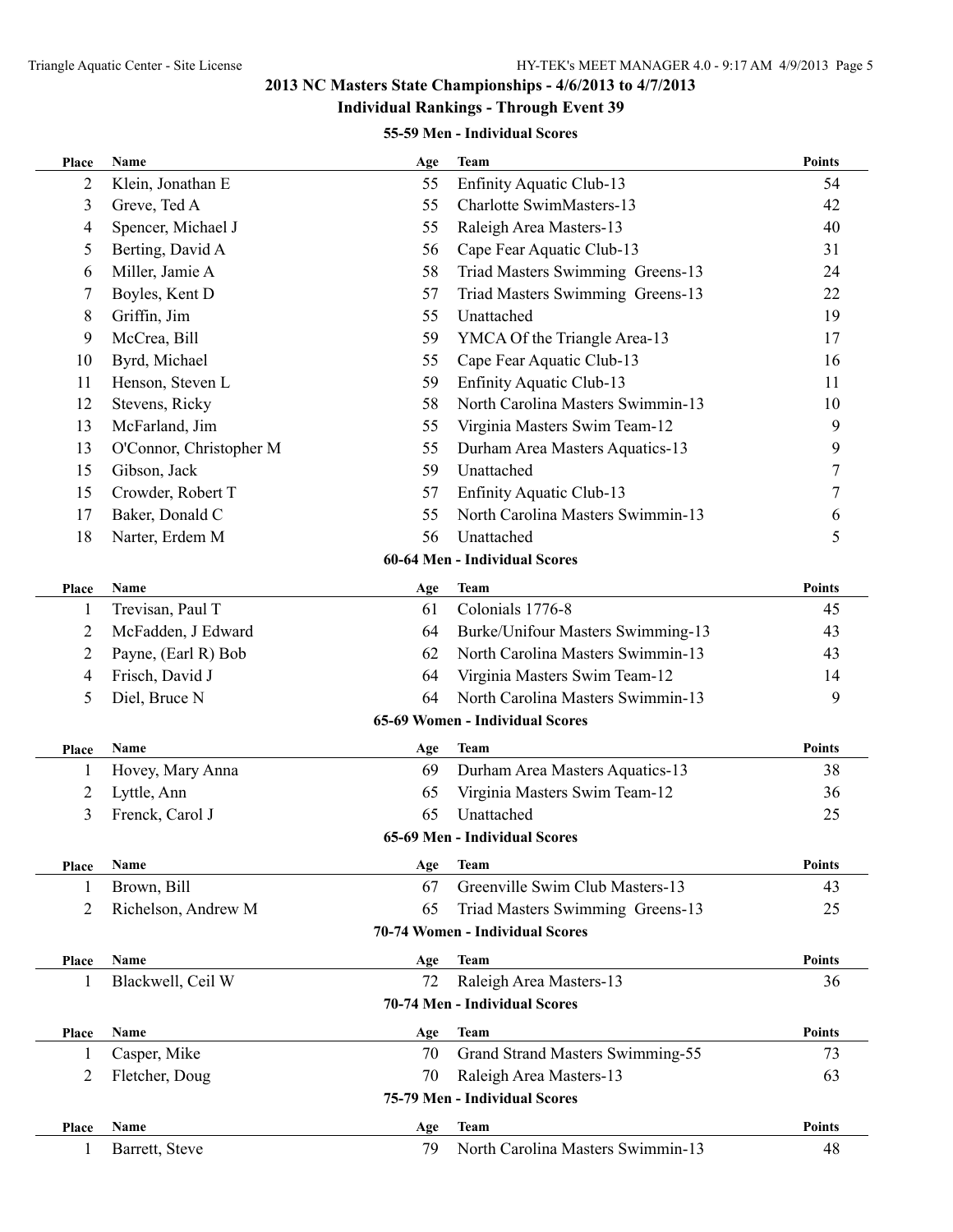## 2013 NC Masters State Championships - 4/6/2013 to 4/7/2013

### Individual Rankings - Through Event 39

#### 55-59 Men - Individual Scores

| Place | Name | Age | Team | Points |
|---|---|---|---|---|
| 2 | Klein, Jonathan E | 55 | Enfinity Aquatic Club-13 | 54 |
| 3 | Greve, Ted A | 55 | Charlotte SwimMasters-13 | 42 |
| 4 | Spencer, Michael J | 55 | Raleigh Area Masters-13 | 40 |
| 5 | Berting, David A | 56 | Cape Fear Aquatic Club-13 | 31 |
| 6 | Miller, Jamie A | 58 | Triad Masters Swimming Greens-13 | 24 |
| 7 | Boyles, Kent D | 57 | Triad Masters Swimming Greens-13 | 22 |
| 8 | Griffin, Jim | 55 | Unattached | 19 |
| 9 | McCrea, Bill | 59 | YMCA Of the Triangle Area-13 | 17 |
| 10 | Byrd, Michael | 55 | Cape Fear Aquatic Club-13 | 16 |
| 11 | Henson, Steven L | 59 | Enfinity Aquatic Club-13 | 11 |
| 12 | Stevens, Ricky | 58 | North Carolina Masters Swimmin-13 | 10 |
| 13 | McFarland, Jim | 55 | Virginia Masters Swim Team-12 | 9 |
| 13 | O'Connor, Christopher M | 55 | Durham Area Masters Aquatics-13 | 9 |
| 15 | Gibson, Jack | 59 | Unattached | 7 |
| 15 | Crowder, Robert T | 57 | Enfinity Aquatic Club-13 | 7 |
| 17 | Baker, Donald C | 55 | North Carolina Masters Swimmin-13 | 6 |
| 18 | Narter, Erdem M | 56 | Unattached | 5 |

#### 60-64 Men - Individual Scores

| Place | Name | Age | Team | Points |
|---|---|---|---|---|
| 1 | Trevisan, Paul T | 61 | Colonials 1776-8 | 45 |
| 2 | McFadden, J Edward | 64 | Burke/Unifour Masters Swimming-13 | 43 |
| 2 | Payne, (Earl R) Bob | 62 | North Carolina Masters Swimmin-13 | 43 |
| 4 | Frisch, David J | 64 | Virginia Masters Swim Team-12 | 14 |
| 5 | Diel, Bruce N | 64 | North Carolina Masters Swimmin-13 | 9 |

#### 65-69 Women - Individual Scores

| Place | Name | Age | Team | Points |
|---|---|---|---|---|
| 1 | Hovey, Mary Anna | 69 | Durham Area Masters Aquatics-13 | 38 |
| 2 | Lyttle, Ann | 65 | Virginia Masters Swim Team-12 | 36 |
| 3 | Frenck, Carol J | 65 | Unattached | 25 |

#### 65-69 Men - Individual Scores

| Place | Name | Age | Team | Points |
|---|---|---|---|---|
| 1 | Brown, Bill | 67 | Greenville Swim Club Masters-13 | 43 |
| 2 | Richelson, Andrew M | 65 | Triad Masters Swimming Greens-13 | 25 |

#### 70-74 Women - Individual Scores

| Place | Name | Age | Team | Points |
|---|---|---|---|---|
| 1 | Blackwell, Ceil W | 72 | Raleigh Area Masters-13 | 36 |

#### 70-74 Men - Individual Scores

| Place | Name | Age | Team | Points |
|---|---|---|---|---|
| 1 | Casper, Mike | 70 | Grand Strand Masters Swimming-55 | 73 |
| 2 | Fletcher, Doug | 70 | Raleigh Area Masters-13 | 63 |

#### 75-79 Men - Individual Scores

| Place | Name | Age | Team | Points |
|---|---|---|---|---|
| 1 | Barrett, Steve | 79 | North Carolina Masters Swimmin-13 | 48 |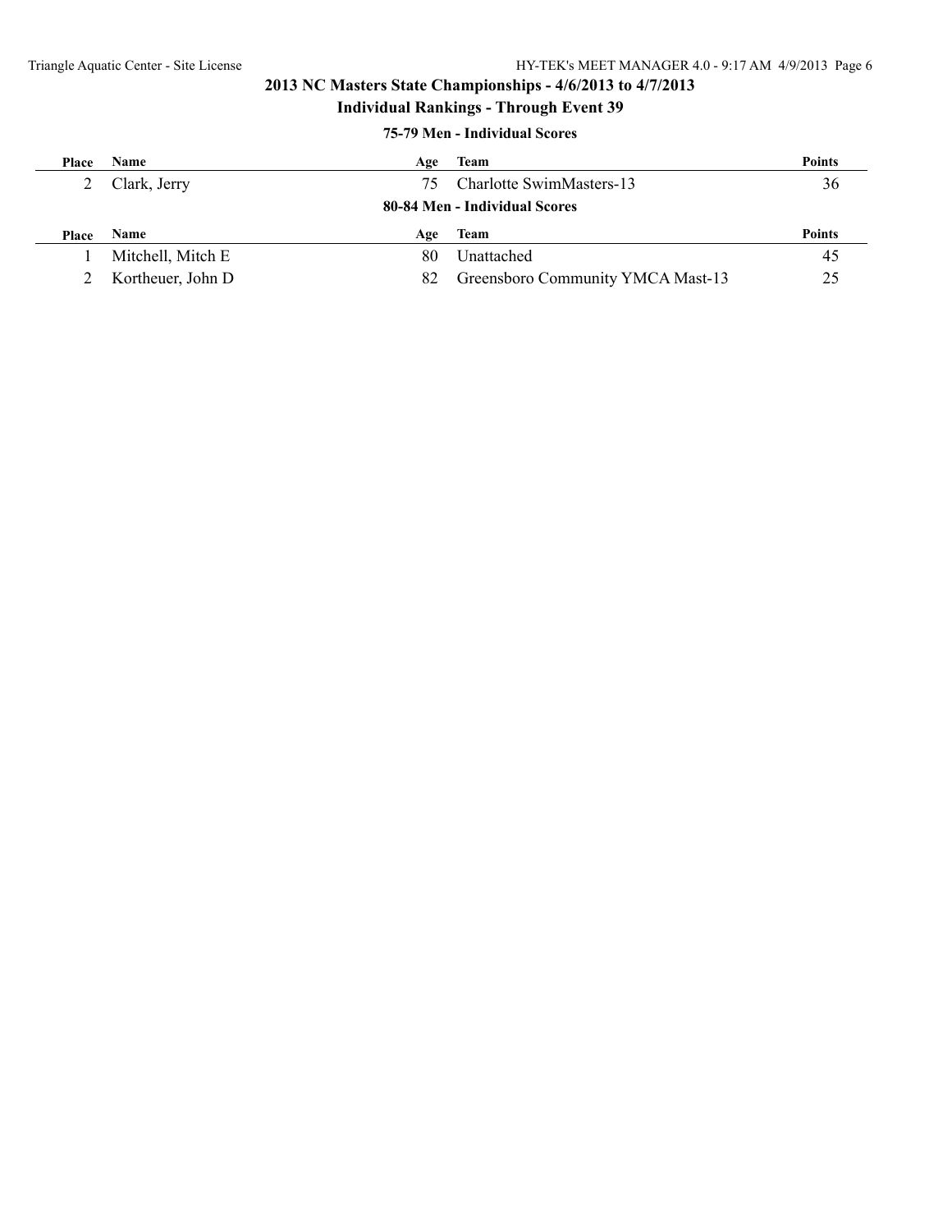## 2013 NC Masters State Championships - 4/6/2013 to 4/7/2013

## Individual Rankings - Through Event 39

### 75-79 Men - Individual Scores

| Place | Name | Age | Team | Points |
|---|---|---|---|---|
| 2 | Clark, Jerry | 75 | Charlotte SwimMasters-13 | 36 |

### 80-84 Men - Individual Scores

| Place | Name | Age | Team | Points |
|---|---|---|---|---|
| 1 | Mitchell, Mitch E | 80 | Unattached | 45 |
| 2 | Kortheuer, John D | 82 | Greensboro Community YMCA Mast-13 | 25 |